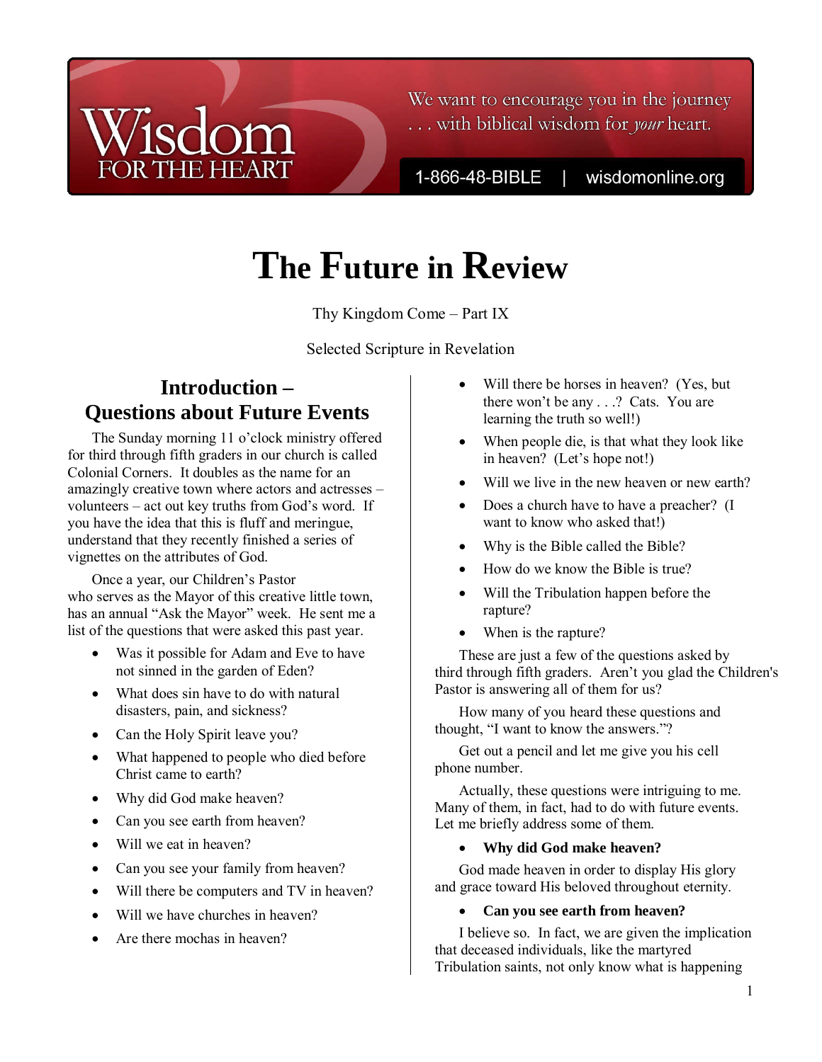# The Future in Review

Thy Kingdom Come – Part IX

Selected Scripture in Revelation

## Introduction – Questions about Future Events

The Sunday morning 11 o'clock ministry offered for third through fifth graders in our church is called Colonial Corners. It doubles as the name for an amazingly creative town where actors and actresses – volunteers – act out key truths from God's word. If you have the idea that this is fluff and meringue, understand that they recently finished a series of vignettes on the attributes of God.

Once a year, our Children's Pastor who serves as the Mayor of this creative little town, has an annual "Ask the Mayor" week. He sent me a list of the questions that were asked this past year.

- Was it possible for Adam and Eve to have not sinned in the garden of Eden?
- What does sin have to do with natural disasters, pain, and sickness?
- Can the Holy Spirit leave you?
- What happened to people who died before Christ came to earth?
- Why did God make heaven?
- Can you see earth from heaven?
- Will we eat in heaven?
- Can you see your family from heaven?
- Will there be computers and TV in heaven?
- Will we have churches in heaven?
- Are there mochas in heaven?
- Will there be horses in heaven? (Yes, but there won't be any . . .? Cats. You are learning the truth so well!)
- When people die, is that what they look like in heaven? (Let's hope not!)
- Will we live in the new heaven or new earth?
- Does a church have to have a preacher? (I want to know who asked that!)
- Why is the Bible called the Bible?
- How do we know the Bible is true?
- Will the Tribulation happen before the rapture?
- When is the rapture?

These are just a few of the questions asked by third through fifth graders. Aren't you glad the Children's Pastor is answering all of them for us?

How many of you heard these questions and thought, "I want to know the answers."?

Get out a pencil and let me give you his cell phone number.

Actually, these questions were intriguing to me. Many of them, in fact, had to do with future events. Let me briefly address some of them.

- **Why did God make heaven?**

God made heaven in order to display His glory and grace toward His beloved throughout eternity.

- **Can you see earth from heaven?**

I believe so. In fact, we are given the implication that deceased individuals, like the martyred Tribulation saints, not only know what is happening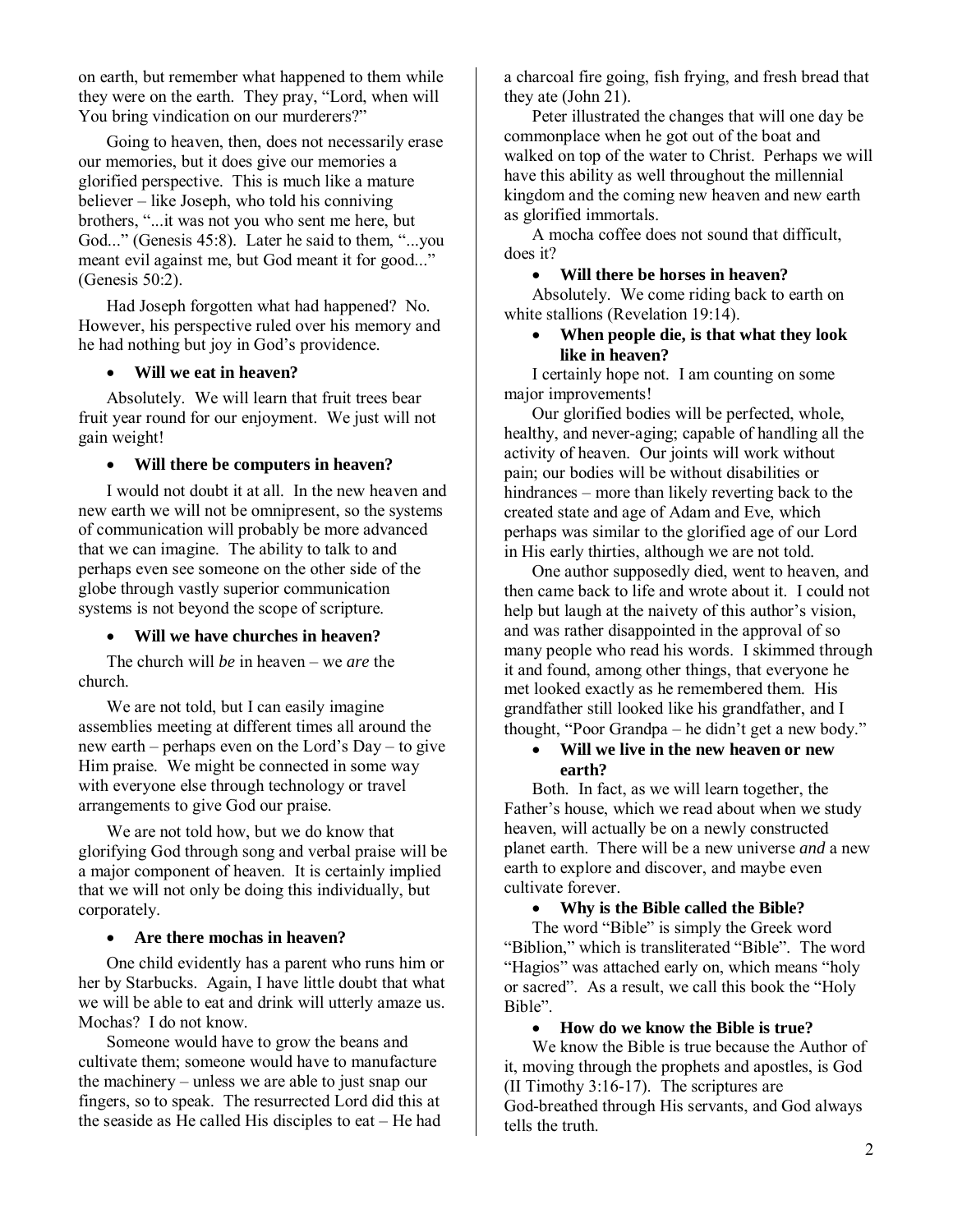on earth, but remember what happened to them while they were on the earth. They pray, "Lord, when will You bring vindication on our murderers?"

Going to heaven, then, does not necessarily erase our memories, but it does give our memories a glorified perspective. This is much like a mature believer – like Joseph, who told his conniving brothers, "...it was not you who sent me here, but God..." (Genesis 45:8). Later he said to them, "...you meant evil against me, but God meant it for good..." (Genesis 50:2).

Had Joseph forgotten what had happened? No. However, his perspective ruled over his memory and he had nothing but joy in God's providence.

- **Will we eat in heaven?**

Absolutely. We will learn that fruit trees bear fruit year round for our enjoyment. We just will not gain weight!

- **Will there be computers in heaven?**

I would not doubt it at all. In the new heaven and new earth we will not be omnipresent, so the systems of communication will probably be more advanced that we can imagine. The ability to talk to and perhaps even see someone on the other side of the globe through vastly superior communication systems is not beyond the scope of scripture.

- **Will we have churches in heaven?**

The church will *be* in heaven – we *are* the church.

We are not told, but I can easily imagine assemblies meeting at different times all around the new earth – perhaps even on the Lord's Day – to give Him praise. We might be connected in some way with everyone else through technology or travel arrangements to give God our praise.

We are not told how, but we do know that glorifying God through song and verbal praise will be a major component of heaven. It is certainly implied that we will not only be doing this individually, but corporately.

- **Are there mochas in heaven?**

One child evidently has a parent who runs him or her by Starbucks. Again, I have little doubt that what we will be able to eat and drink will utterly amaze us. Mochas? I do not know.

Someone would have to grow the beans and cultivate them; someone would have to manufacture the machinery – unless we are able to just snap our fingers, so to speak. The resurrected Lord did this at the seaside as He called His disciples to eat – He had a charcoal fire going, fish frying, and fresh bread that they ate (John 21).

Peter illustrated the changes that will one day be commonplace when he got out of the boat and walked on top of the water to Christ. Perhaps we will have this ability as well throughout the millennial kingdom and the coming new heaven and new earth as glorified immortals.

A mocha coffee does not sound that difficult, does it?

- **Will there be horses in heaven?**

Absolutely. We come riding back to earth on white stallions (Revelation 19:14).

- **When people die, is that what they look like in heaven?**

I certainly hope not. I am counting on some major improvements!

Our glorified bodies will be perfected, whole, healthy, and never-aging; capable of handling all the activity of heaven. Our joints will work without pain; our bodies will be without disabilities or hindrances – more than likely reverting back to the created state and age of Adam and Eve, which perhaps was similar to the glorified age of our Lord in His early thirties, although we are not told.

One author supposedly died, went to heaven, and then came back to life and wrote about it. I could not help but laugh at the naivety of this author's vision, and was rather disappointed in the approval of so many people who read his words. I skimmed through it and found, among other things, that everyone he met looked exactly as he remembered them. His grandfather still looked like his grandfather, and I thought, "Poor Grandpa – he didn't get a new body."

- **Will we live in the new heaven or new earth?**

Both. In fact, as we will learn together, the Father's house, which we read about when we study heaven, will actually be on a newly constructed planet earth. There will be a new universe *and* a new earth to explore and discover, and maybe even cultivate forever.

- **Why is the Bible called the Bible?**

The word "Bible" is simply the Greek word "Biblion," which is transliterated "Bible". The word "Hagios" was attached early on, which means "holy or sacred". As a result, we call this book the "Holy Bible".

- **How do we know the Bible is true?**

We know the Bible is true because the Author of it, moving through the prophets and apostles, is God (II Timothy 3:16-17). The scriptures are God-breathed through His servants, and God always tells the truth.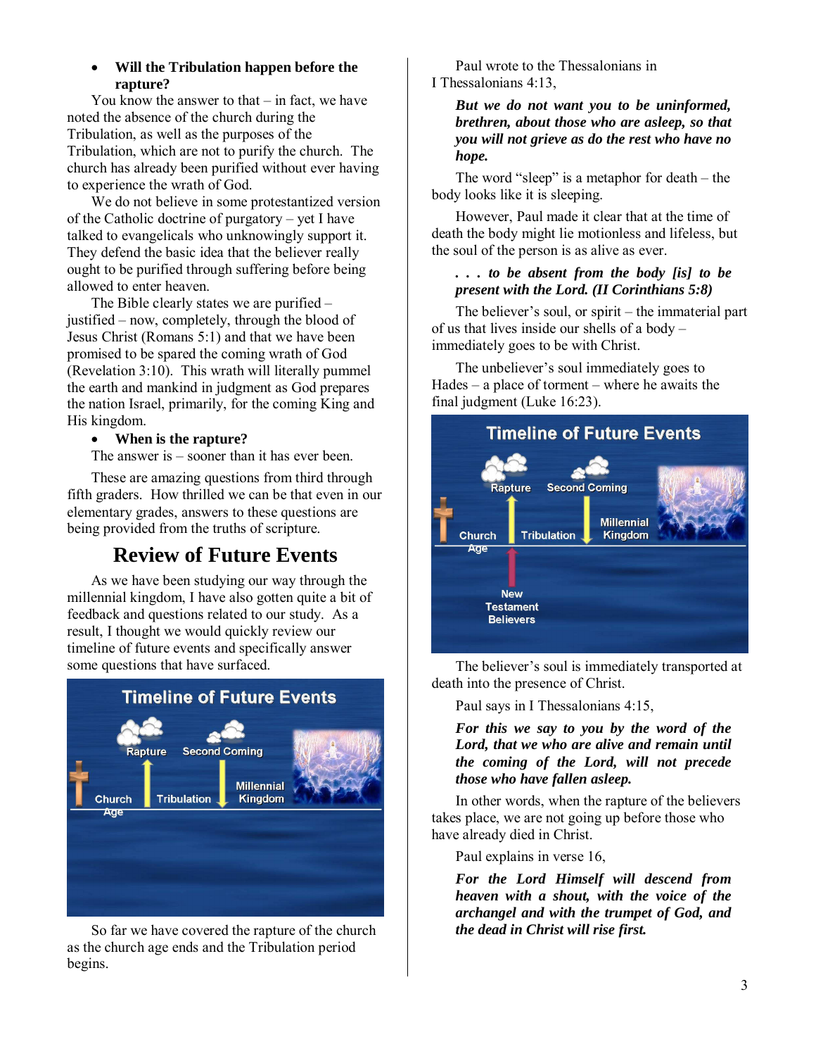- **Will the Tribulation happen before the rapture?**

You know the answer to that – in fact, we have noted the absence of the church during the Tribulation, as well as the purposes of the Tribulation, which are not to purify the church. The church has already been purified without ever having to experience the wrath of God.

We do not believe in some protestantized version of the Catholic doctrine of purgatory – yet I have talked to evangelicals who unknowingly support it. They defend the basic idea that the believer really ought to be purified through suffering before being allowed to enter heaven.

The Bible clearly states we are purified – justified – now, completely, through the blood of Jesus Christ (Romans 5:1) and that we have been promised to be spared the coming wrath of God (Revelation 3:10). This wrath will literally pummel the earth and mankind in judgment as God prepares the nation Israel, primarily, for the coming King and His kingdom.

- **When is the rapture?**

The answer is – sooner than it has ever been.

These are amazing questions from third through fifth graders. How thrilled we can be that even in our elementary grades, answers to these questions are being provided from the truths of scripture.

## Review of Future Events

As we have been studying our way through the millennial kingdom, I have also gotten quite a bit of feedback and questions related to our study. As a result, I thought we would quickly review our timeline of future events and specifically answer some questions that have surfaced.

So far we have covered the rapture of the church as the church age ends and the Tribulation period begins.

Paul wrote to the Thessalonians in I Thessalonians 4:13,

> ***But we do not want you to be uninformed, brethren, about those who are asleep, so that you will not grieve as do the rest who have no hope.***

The word "sleep" is a metaphor for death – the body looks like it is sleeping.

However, Paul made it clear that at the time of death the body might lie motionless and lifeless, but the soul of the person is as alive as ever.

> ***. . . to be absent from the body [is] to be present with the Lord. (II Corinthians 5:8)***

The believer's soul, or spirit – the immaterial part of us that lives inside our shells of a body – immediately goes to be with Christ.

The unbeliever's soul immediately goes to Hades – a place of torment – where he awaits the final judgment (Luke 16:23).

The believer's soul is immediately transported at death into the presence of Christ.

Paul says in I Thessalonians 4:15,

> ***For this we say to you by the word of the Lord, that we who are alive and remain until the coming of the Lord, will not precede those who have fallen asleep.***

In other words, when the rapture of the believers takes place, we are not going up before those who have already died in Christ.

Paul explains in verse 16,

> ***For the Lord Himself will descend from heaven with a shout, with the voice of the archangel and with the trumpet of God, and the dead in Christ will rise first.***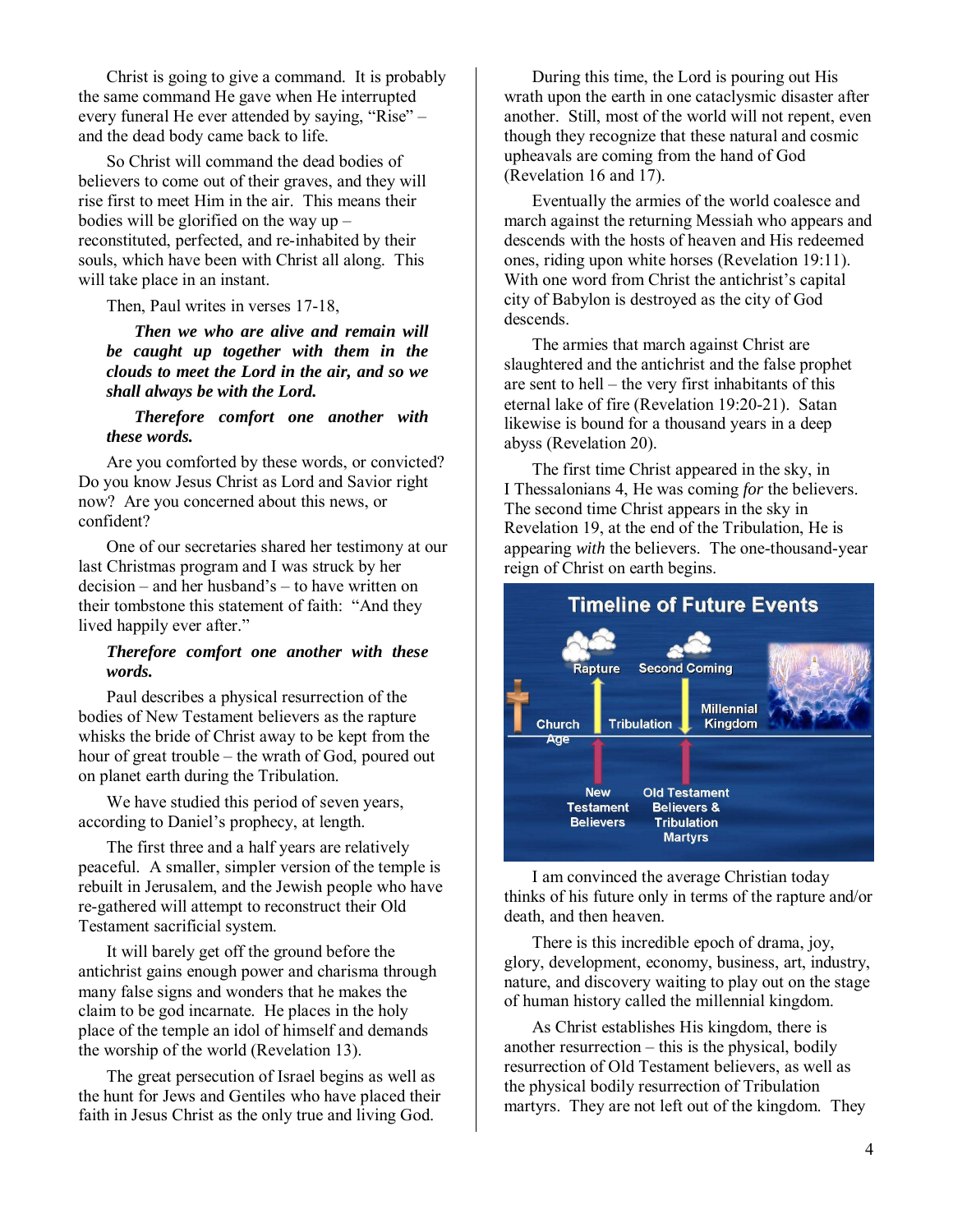Christ is going to give a command. It is probably the same command He gave when He interrupted every funeral He ever attended by saying, "Rise" – and the dead body came back to life.

So Christ will command the dead bodies of believers to come out of their graves, and they will rise first to meet Him in the air. This means their bodies will be glorified on the way up – reconstituted, perfected, and re-inhabited by their souls, which have been with Christ all along. This will take place in an instant.

Then, Paul writes in verses 17-18,

> ***Then we who are alive and remain will be caught up together with them in the clouds to meet the Lord in the air, and so we shall always be with the Lord.***
>
> ***Therefore comfort one another with these words.***

Are you comforted by these words, or convicted? Do you know Jesus Christ as Lord and Savior right now? Are you concerned about this news, or confident?

One of our secretaries shared her testimony at our last Christmas program and I was struck by her decision – and her husband's – to have written on their tombstone this statement of faith: "And they lived happily ever after."

***Therefore comfort one another with these words.***

Paul describes a physical resurrection of the bodies of New Testament believers as the rapture whisks the bride of Christ away to be kept from the hour of great trouble – the wrath of God, poured out on planet earth during the Tribulation.

We have studied this period of seven years, according to Daniel's prophecy, at length.

The first three and a half years are relatively peaceful. A smaller, simpler version of the temple is rebuilt in Jerusalem, and the Jewish people who have re-gathered will attempt to reconstruct their Old Testament sacrificial system.

It will barely get off the ground before the antichrist gains enough power and charisma through many false signs and wonders that he makes the claim to be god incarnate. He places in the holy place of the temple an idol of himself and demands the worship of the world (Revelation 13).

The great persecution of Israel begins as well as the hunt for Jews and Gentiles who have placed their faith in Jesus Christ as the only true and living God.

During this time, the Lord is pouring out His wrath upon the earth in one cataclysmic disaster after another. Still, most of the world will not repent, even though they recognize that these natural and cosmic upheavals are coming from the hand of God (Revelation 16 and 17).

Eventually the armies of the world coalesce and march against the returning Messiah who appears and descends with the hosts of heaven and His redeemed ones, riding upon white horses (Revelation 19:11). With one word from Christ the antichrist's capital city of Babylon is destroyed as the city of God descends.

The armies that march against Christ are slaughtered and the antichrist and the false prophet are sent to hell – the very first inhabitants of this eternal lake of fire (Revelation 19:20-21). Satan likewise is bound for a thousand years in a deep abyss (Revelation 20).

The first time Christ appeared in the sky, in I Thessalonians 4, He was coming *for* the believers. The second time Christ appears in the sky in Revelation 19, at the end of the Tribulation, He is appearing *with* the believers. The one-thousand-year reign of Christ on earth begins.

**Timeline of Future Events**

Church Age → Rapture (New Testament Believers) → Tribulation → Second Coming (Old Testament Believers & Tribulation Martyrs) → Millennial Kingdom

I am convinced the average Christian today thinks of his future only in terms of the rapture and/or death, and then heaven.

There is this incredible epoch of drama, joy, glory, development, economy, business, art, industry, nature, and discovery waiting to play out on the stage of human history called the millennial kingdom.

As Christ establishes His kingdom, there is another resurrection – this is the physical, bodily resurrection of Old Testament believers, as well as the physical bodily resurrection of Tribulation martyrs. They are not left out of the kingdom. They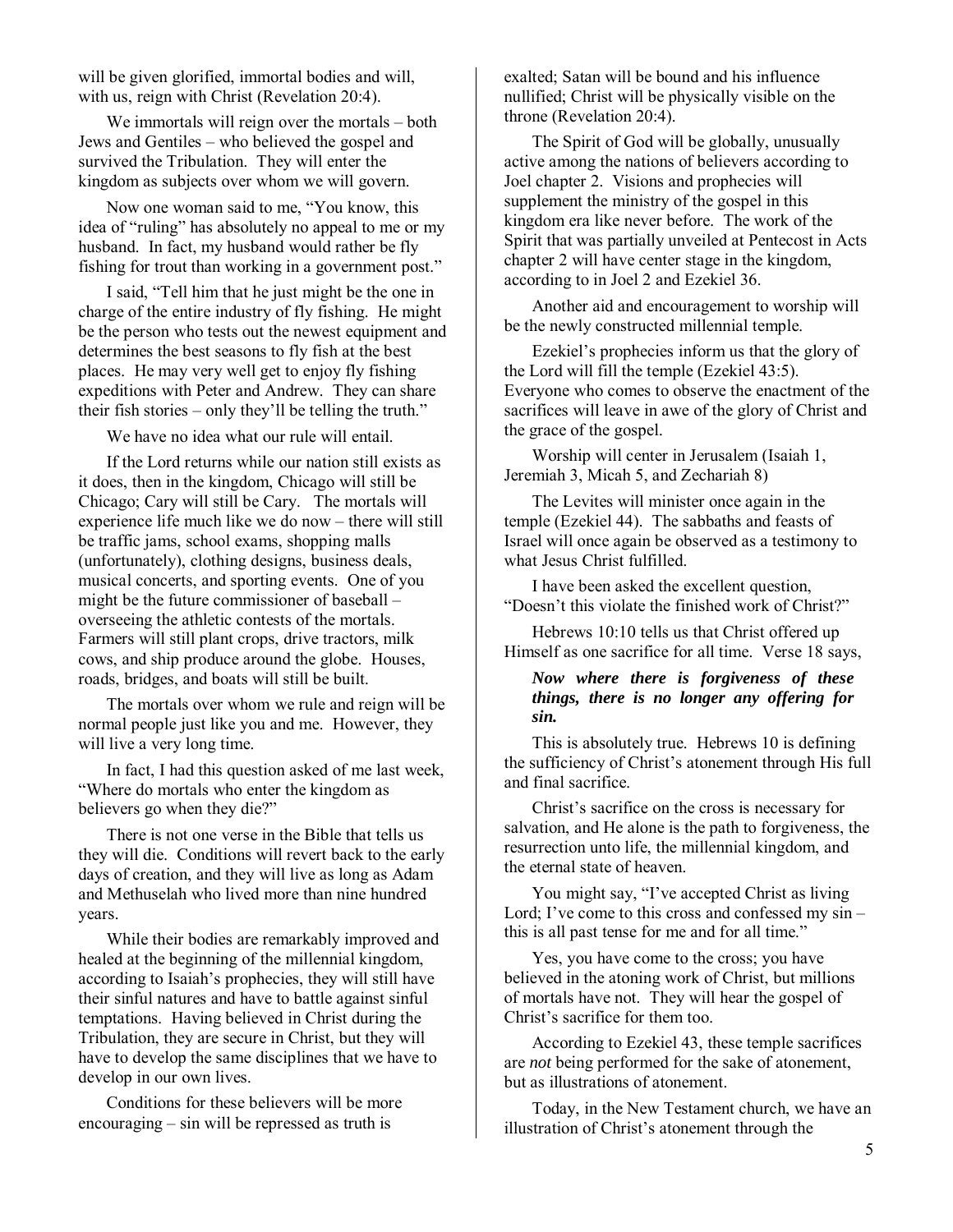will be given glorified, immortal bodies and will, with us, reign with Christ (Revelation 20:4).

We immortals will reign over the mortals – both Jews and Gentiles – who believed the gospel and survived the Tribulation. They will enter the kingdom as subjects over whom we will govern.

Now one woman said to me, "You know, this idea of "ruling" has absolutely no appeal to me or my husband. In fact, my husband would rather be fly fishing for trout than working in a government post."

I said, "Tell him that he just might be the one in charge of the entire industry of fly fishing. He might be the person who tests out the newest equipment and determines the best seasons to fly fish at the best places. He may very well get to enjoy fly fishing expeditions with Peter and Andrew. They can share their fish stories – only they'll be telling the truth."

We have no idea what our rule will entail.

If the Lord returns while our nation still exists as it does, then in the kingdom, Chicago will still be Chicago; Cary will still be Cary. The mortals will experience life much like we do now – there will still be traffic jams, school exams, shopping malls (unfortunately), clothing designs, business deals, musical concerts, and sporting events. One of you might be the future commissioner of baseball – overseeing the athletic contests of the mortals. Farmers will still plant crops, drive tractors, milk cows, and ship produce around the globe. Houses, roads, bridges, and boats will still be built.

The mortals over whom we rule and reign will be normal people just like you and me. However, they will live a very long time.

In fact, I had this question asked of me last week, "Where do mortals who enter the kingdom as believers go when they die?"

There is not one verse in the Bible that tells us they will die. Conditions will revert back to the early days of creation, and they will live as long as Adam and Methuselah who lived more than nine hundred years.

While their bodies are remarkably improved and healed at the beginning of the millennial kingdom, according to Isaiah's prophecies, they will still have their sinful natures and have to battle against sinful temptations. Having believed in Christ during the Tribulation, they are secure in Christ, but they will have to develop the same disciplines that we have to develop in our own lives.

Conditions for these believers will be more encouraging – sin will be repressed as truth is exalted; Satan will be bound and his influence nullified; Christ will be physically visible on the throne (Revelation 20:4).

The Spirit of God will be globally, unusually active among the nations of believers according to Joel chapter 2. Visions and prophecies will supplement the ministry of the gospel in this kingdom era like never before. The work of the Spirit that was partially unveiled at Pentecost in Acts chapter 2 will have center stage in the kingdom, according to in Joel 2 and Ezekiel 36.

Another aid and encouragement to worship will be the newly constructed millennial temple.

Ezekiel's prophecies inform us that the glory of the Lord will fill the temple (Ezekiel 43:5). Everyone who comes to observe the enactment of the sacrifices will leave in awe of the glory of Christ and the grace of the gospel.

Worship will center in Jerusalem (Isaiah 1, Jeremiah 3, Micah 5, and Zechariah 8)

The Levites will minister once again in the temple (Ezekiel 44). The sabbaths and feasts of Israel will once again be observed as a testimony to what Jesus Christ fulfilled.

I have been asked the excellent question, "Doesn't this violate the finished work of Christ?"

Hebrews 10:10 tells us that Christ offered up Himself as one sacrifice for all time. Verse 18 says,

> ***Now where there is forgiveness of these things, there is no longer any offering for sin.***

This is absolutely true. Hebrews 10 is defining the sufficiency of Christ's atonement through His full and final sacrifice.

Christ's sacrifice on the cross is necessary for salvation, and He alone is the path to forgiveness, the resurrection unto life, the millennial kingdom, and the eternal state of heaven.

You might say, "I've accepted Christ as living Lord; I've come to this cross and confessed my sin – this is all past tense for me and for all time."

Yes, you have come to the cross; you have believed in the atoning work of Christ, but millions of mortals have not. They will hear the gospel of Christ's sacrifice for them too.

According to Ezekiel 43, these temple sacrifices are *not* being performed for the sake of atonement, but as illustrations of atonement.

Today, in the New Testament church, we have an illustration of Christ's atonement through the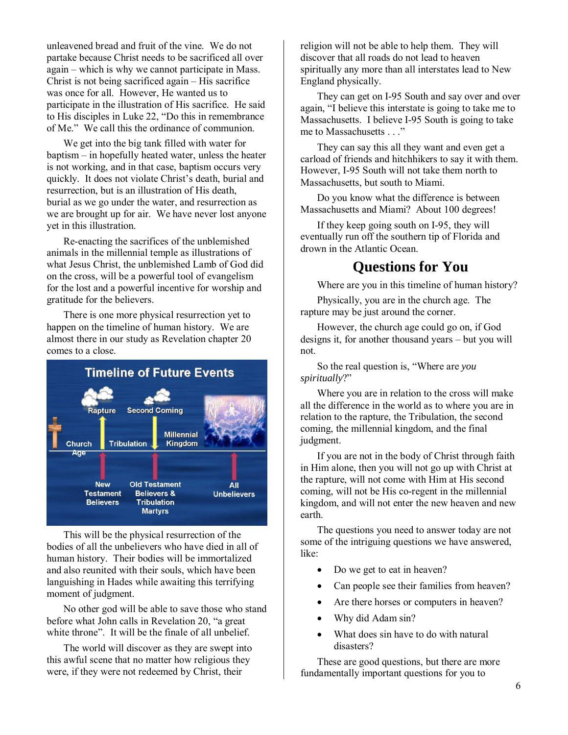unleavened bread and fruit of the vine. We do not partake because Christ needs to be sacrificed all over again – which is why we cannot participate in Mass. Christ is not being sacrificed again – His sacrifice was once for all. However, He wanted us to participate in the illustration of His sacrifice. He said to His disciples in Luke 22, "Do this in remembrance of Me." We call this the ordinance of communion.

We get into the big tank filled with water for baptism – in hopefully heated water, unless the heater is not working, and in that case, baptism occurs very quickly. It does not violate Christ's death, burial and resurrection, but is an illustration of His death, burial as we go under the water, and resurrection as we are brought up for air. We have never lost anyone yet in this illustration.

Re-enacting the sacrifices of the unblemished animals in the millennial temple as illustrations of what Jesus Christ, the unblemished Lamb of God did on the cross, will be a powerful tool of evangelism for the lost and a powerful incentive for worship and gratitude for the believers.

There is one more physical resurrection yet to happen on the timeline of human history. We are almost there in our study as Revelation chapter 20 comes to a close.

This will be the physical resurrection of the bodies of all the unbelievers who have died in all of human history. Their bodies will be immortalized and also reunited with their souls, which have been languishing in Hades while awaiting this terrifying moment of judgment.

No other god will be able to save those who stand before what John calls in Revelation 20, "a great white throne". It will be the finale of all unbelief.

The world will discover as they are swept into this awful scene that no matter how religious they were, if they were not redeemed by Christ, their religion will not be able to help them. They will discover that all roads do not lead to heaven spiritually any more than all interstates lead to New England physically.

They can get on I-95 South and say over and over again, "I believe this interstate is going to take me to Massachusetts. I believe I-95 South is going to take me to Massachusetts . . ."

They can say this all they want and even get a carload of friends and hitchhikers to say it with them. However, I-95 South will not take them north to Massachusetts, but south to Miami.

Do you know what the difference is between Massachusetts and Miami? About 100 degrees!

If they keep going south on I-95, they will eventually run off the southern tip of Florida and drown in the Atlantic Ocean.

## Questions for You

Where are you in this timeline of human history?

Physically, you are in the church age. The rapture may be just around the corner.

However, the church age could go on, if God designs it, for another thousand years – but you will not.

So the real question is, "Where are *you spiritually*?"

Where you are in relation to the cross will make all the difference in the world as to where you are in relation to the rapture, the Tribulation, the second coming, the millennial kingdom, and the final judgment.

If you are not in the body of Christ through faith in Him alone, then you will not go up with Christ at the rapture, will not come with Him at His second coming, will not be His co-regent in the millennial kingdom, and will not enter the new heaven and new earth.

The questions you need to answer today are not some of the intriguing questions we have answered, like:

- Do we get to eat in heaven?
- Can people see their families from heaven?
- Are there horses or computers in heaven?
- Why did Adam sin?
- What does sin have to do with natural disasters?

These are good questions, but there are more fundamentally important questions for you to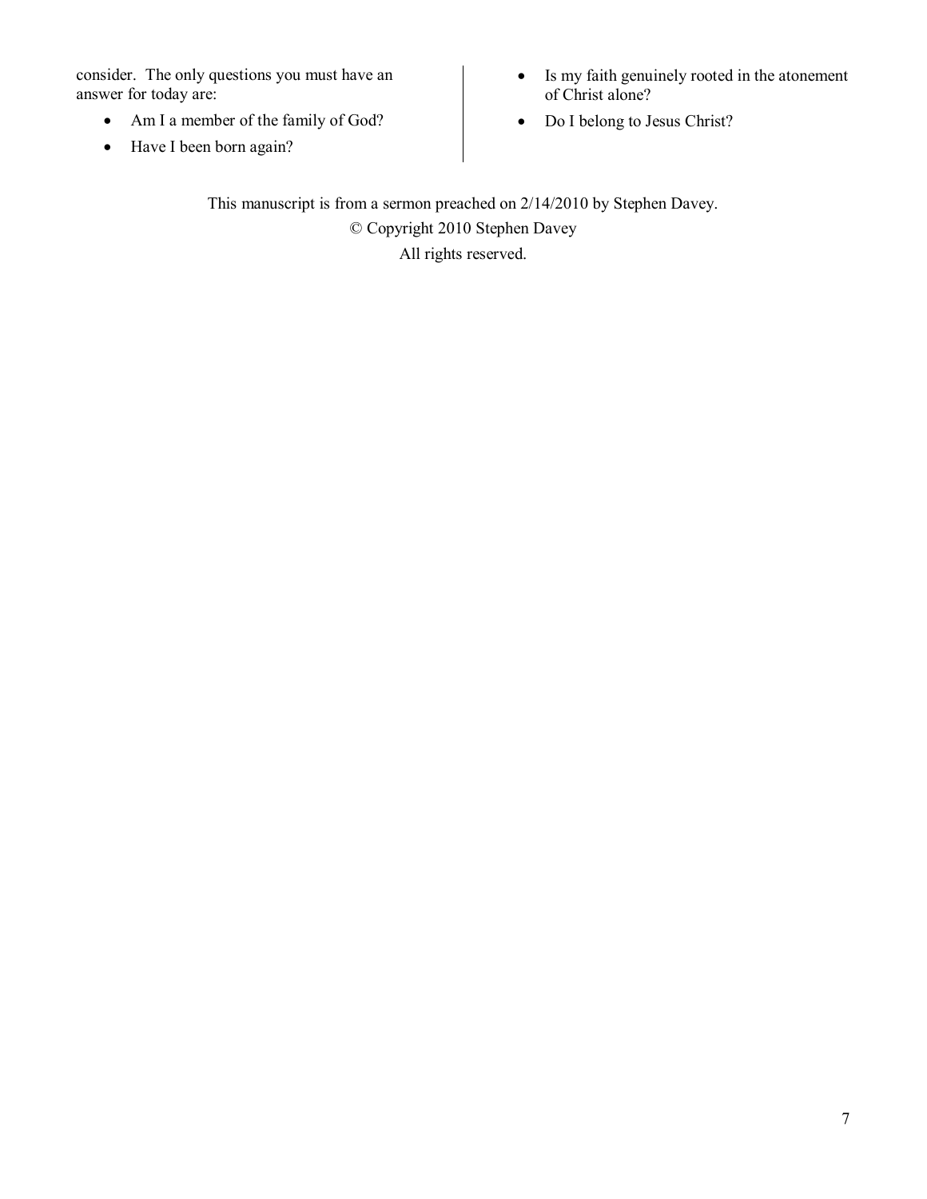consider. The only questions you must have an answer for today are:

- Am I a member of the family of God?
- Have I been born again?
- Is my faith genuinely rooted in the atonement of Christ alone?
- Do I belong to Jesus Christ?

This manuscript is from a sermon preached on 2/14/2010 by Stephen Davey.

© Copyright 2010 Stephen Davey

All rights reserved.